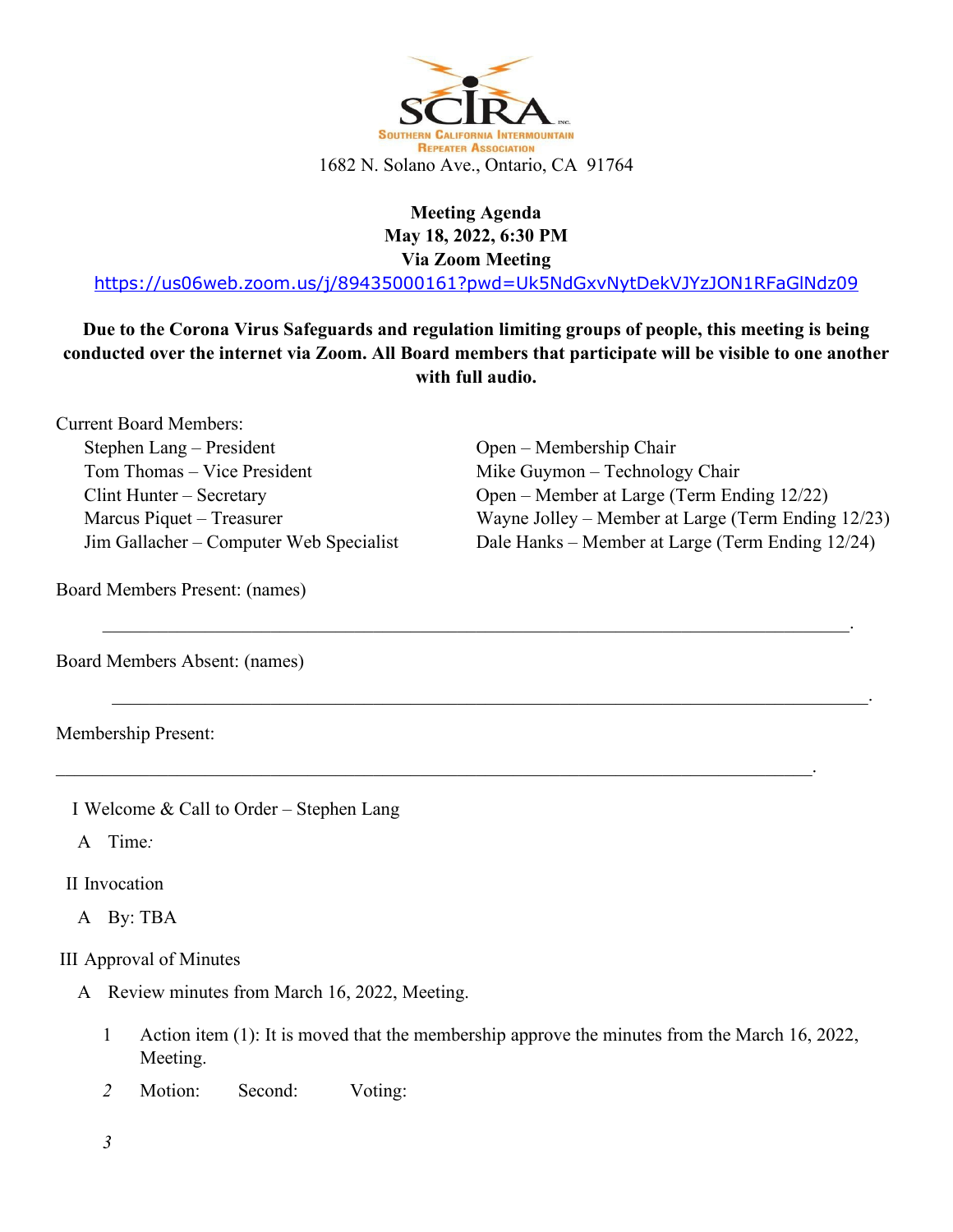SCIRA

SOUTHERN CALIFORNIA INTERMOUNTAIN REPEATER ASSOCIATION

1682 N. Solano Ave., Ontario, CA 91764

**Meeting Agenda**
**May 18, 2022, 6:30 PM**
**Via Zoom Meeting**
https://us06web.zoom.us/j/89435000161?pwd=Uk5NdGxvNytDekVJYzJON1RFaGlNdz09

**Due to the Corona Virus Safeguards and regulation limiting groups of people, this meeting is being conducted over the internet via Zoom. All Board members that participate will be visible to one another with full audio.**

Current Board Members:

Stephen Lang – President
Tom Thomas – Vice President
Clint Hunter – Secretary
Marcus Piquet – Treasurer
Jim Gallacher – Computer Web Specialist
Open – Membership Chair
Mike Guymon – Technology Chair
Open – Member at Large (Term Ending 12/22)
Wayne Jolley – Member at Large (Term Ending 12/23)
Dale Hanks – Member at Large (Term Ending 12/24)

Board Members Present: (names)

_______________________________________________________________________________.

Board Members Absent: (names)

_______________________________________________________________________________.

Membership Present:

_______________________________________________________________________________.

I Welcome & Call to Order – Stephen Lang

A Time:

II Invocation

A By: TBA

III Approval of Minutes

A Review minutes from March 16, 2022, Meeting.

1 Action item (1): It is moved that the membership approve the minutes from the March 16, 2022, Meeting.

2 Motion: Second: Voting:

3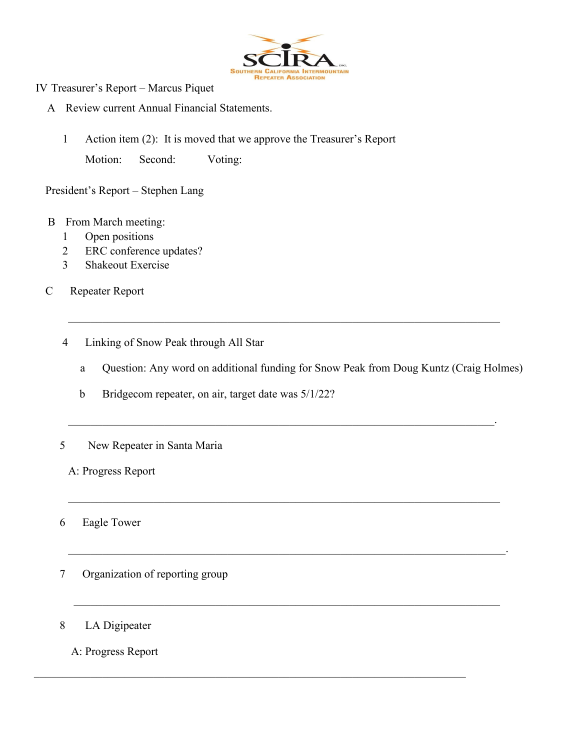IV Treasurer's Report – Marcus Piquet

A Review current Annual Financial Statements.

1 Action item (2): It is moved that we approve the Treasurer's Report

Motion: Second: Voting:

President's Report – Stephen Lang

B From March meeting:

1 Open positions
2 ERC conference updates?
3 Shakeout Exercise

C Repeater Report

___

4 Linking of Snow Peak through All Star

a Question: Any word on additional funding for Snow Peak from Doug Kuntz (Craig Holmes)

b Bridgecom repeater, on air, target date was 5/1/22?

___.

5 New Repeater in Santa Maria

A: Progress Report

___

6 Eagle Tower

___.

7 Organization of reporting group

___

8 LA Digipeater

A: Progress Report

___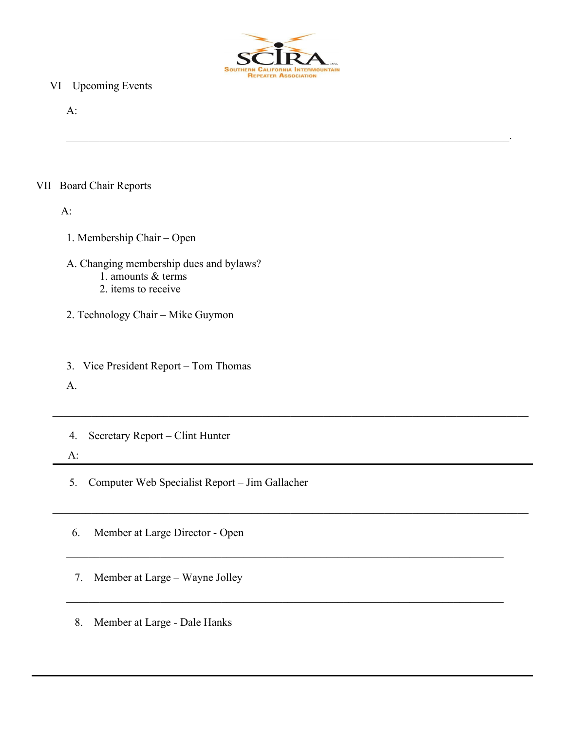VI Upcoming Events

A:

VII Board Chair Reports

A:

1. Membership Chair – Open

A. Changing membership dues and bylaws?
   1. amounts & terms
   2. items to receive

2. Technology Chair – Mike Guymon

3. Vice President Report – Tom Thomas

A.

4. Secretary Report – Clint Hunter

A:

5. Computer Web Specialist Report – Jim Gallacher

6. Member at Large Director - Open

7. Member at Large – Wayne Jolley

8. Member at Large - Dale Hanks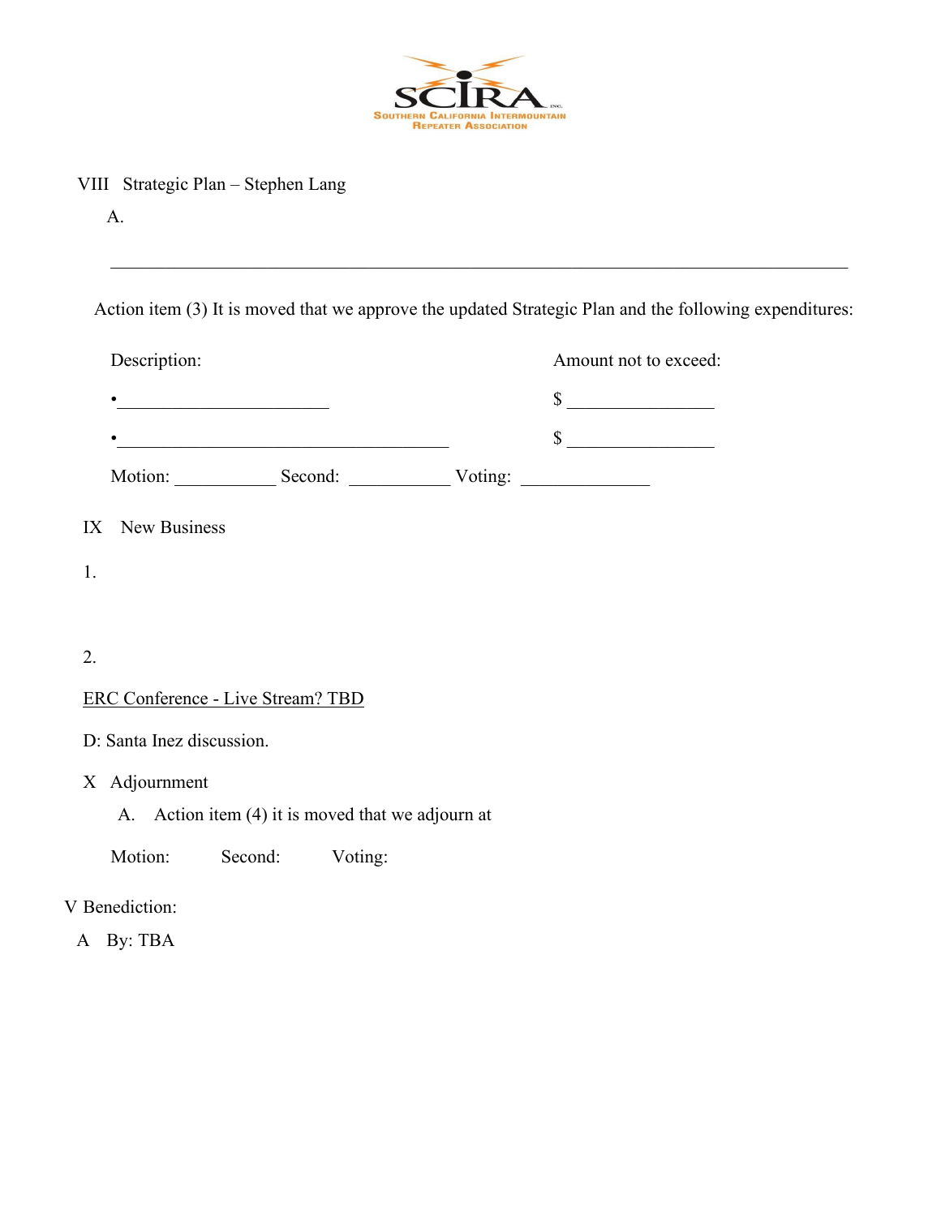VIII Strategic Plan – Stephen Lang

A.

---

Action item (3) It is moved that we approve the updated Strategic Plan and the following expenditures:

| Description: | Amount not to exceed: |
| --- | --- |
| • ______________________ | $ _______________ |
| • ___________________________________ | $ _______________ |

Motion: ___________ Second: ___________ Voting: ______________

IX New Business

1.

2.

<u>ERC Conference - Live Stream? TBD</u>

D: Santa Inez discussion.

X Adjournment

A. Action item (4) it is moved that we adjourn at

Motion: Second: Voting:

V Benediction:

A By: TBA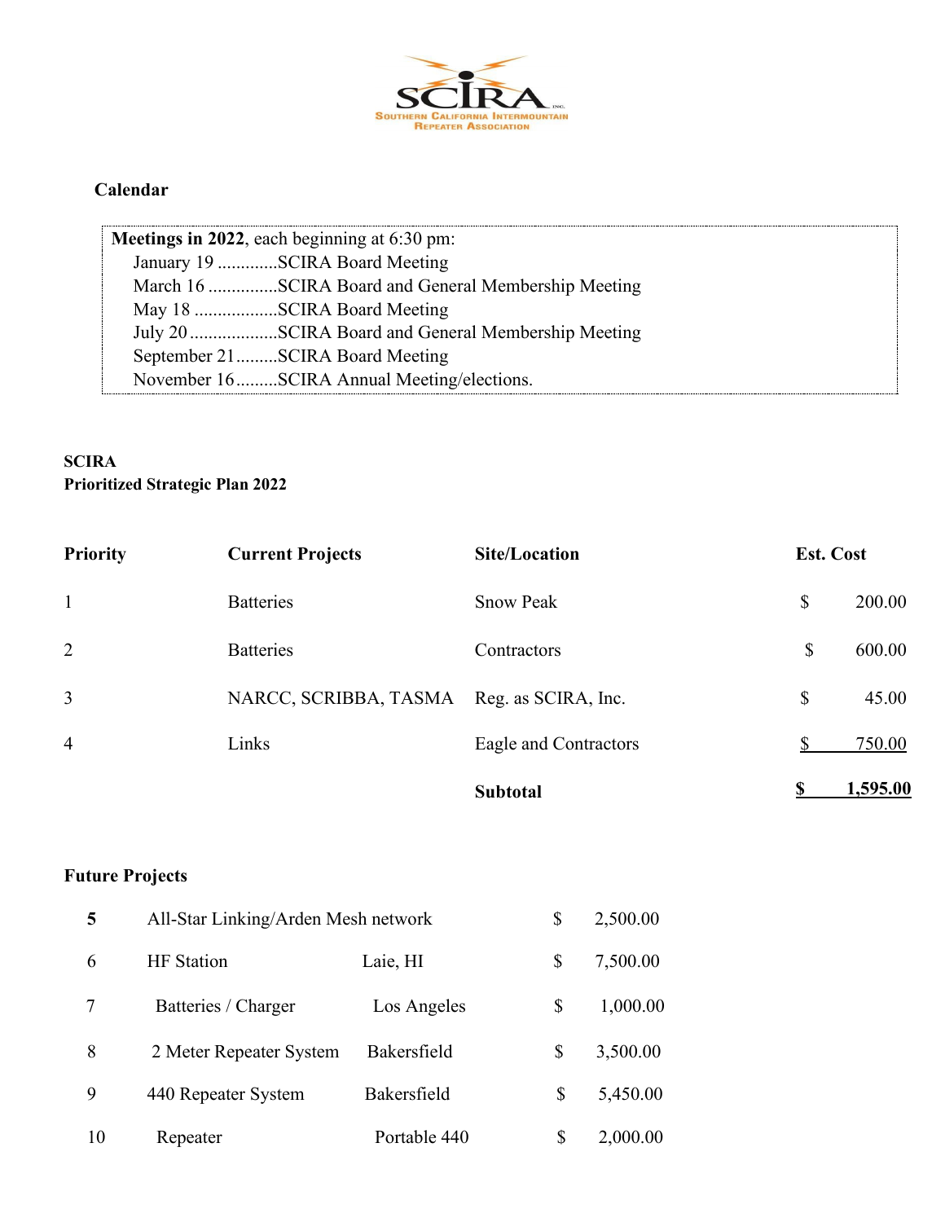SCIRA Inc.

SOUTHERN CALIFORNIA INTERMOUNTAIN REPEATER ASSOCIATION

## Calendar

**Meetings in 2022**, each beginning at 6:30 pm:

- January 19 .............SCIRA Board Meeting
- March 16 ...............SCIRA Board and General Membership Meeting
- May 18 ..................SCIRA Board Meeting
- July 20 ...................SCIRA Board and General Membership Meeting
- September 21.........SCIRA Board Meeting
- November 16.........SCIRA Annual Meeting/elections.

**SCIRA**
**Prioritized Strategic Plan 2022**

| Priority | Current Projects | Site/Location | Est. Cost |
|---|---|---|---|
| 1 | Batteries | Snow Peak | $ 200.00 |
| 2 | Batteries | Contractors | $ 600.00 |
| 3 | NARCC, SCRIBBA, TASMA | Reg. as SCIRA, Inc. | $ 45.00 |
| 4 | Links | Eagle and Contractors | $ 750.00 |
| | | **Subtotal** | **$ 1,595.00** |

### Future Projects

| | Project | Location | Est. Cost |
|---|---|---|---|
| **5** | All-Star Linking/Arden Mesh network | | $ 2,500.00 |
| 6 | HF Station | Laie, HI | $ 7,500.00 |
| 7 | Batteries / Charger | Los Angeles | $ 1,000.00 |
| 8 | 2 Meter Repeater System | Bakersfield | $ 3,500.00 |
| 9 | 440 Repeater System | Bakersfield | $ 5,450.00 |
| 10 | Repeater | Portable 440 | $ 2,000.00 |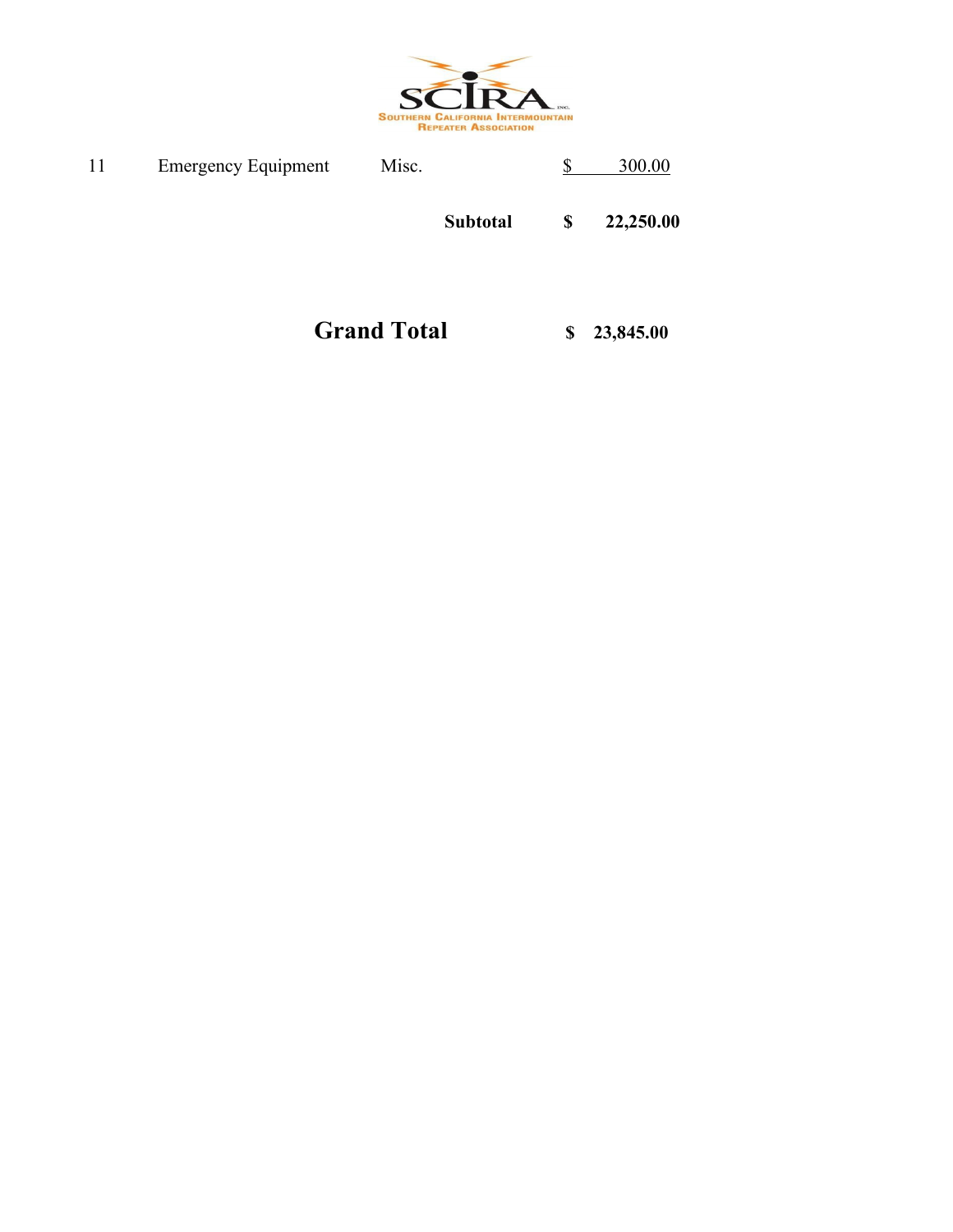| | | | | |
|---|---|---|---|---|
| 11 | Emergency Equipment | Misc. | $ | 300.00 |
| | | **Subtotal** | **$** | **22,250.00** |

## Grand Total **$ 23,845.00**